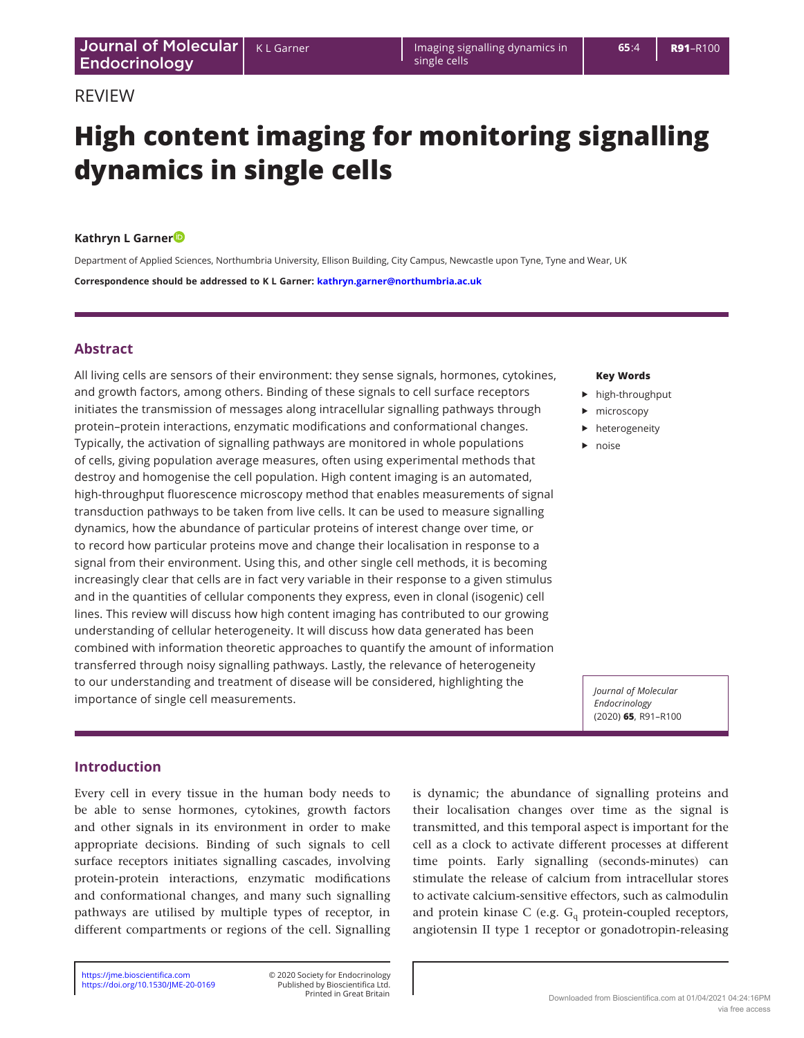REVIEW

# High content imaging for monitoring signalling dynamics in single cells

**Kathryn L Garner**

Department of Applied Sciences, Northumbria University, Ellison Building, City Campus, Newcastle upon Tyne, Tyne and Wear, UK

**Correspondence should be addressed to K L Garner: kathryn.garner@northumbria.ac.uk**

## Abstract

All living cells are sensors of their environment: they sense signals, hormones, cytokines, and growth factors, among others. Binding of these signals to cell surface receptors initiates the transmission of messages along intracellular signalling pathways through protein–protein interactions, enzymatic modifications and conformational changes. Typically, the activation of signalling pathways are monitored in whole populations of cells, giving population average measures, often using experimental methods that destroy and homogenise the cell population. High content imaging is an automated, high-throughput fluorescence microscopy method that enables measurements of signal transduction pathways to be taken from live cells. It can be used to measure signalling dynamics, how the abundance of particular proteins of interest change over time, or to record how particular proteins move and change their localisation in response to a signal from their environment. Using this, and other single cell methods, it is becoming increasingly clear that cells are in fact very variable in their response to a given stimulus and in the quantities of cellular components they express, even in clonal (isogenic) cell lines. This review will discuss how high content imaging has contributed to our growing understanding of cellular heterogeneity. It will discuss how data generated has been combined with information theoretic approaches to quantify the amount of information transferred through noisy signalling pathways. Lastly, the relevance of heterogeneity to our understanding and treatment of disease will be considered, highlighting the importance of single cell measurements.

**Key Words**

- high-throughput
- microscopy
- heterogeneity
- noise

*Journal of Molecular Endocrinology* (2020) **65**, R91–R100

## Introduction

Every cell in every tissue in the human body needs to be able to sense hormones, cytokines, growth factors and other signals in its environment in order to make appropriate decisions. Binding of such signals to cell surface receptors initiates signalling cascades, involving protein-protein interactions, enzymatic modifications and conformational changes, and many such signalling pathways are utilised by multiple types of receptor, in different compartments or regions of the cell. Signalling is dynamic; the abundance of signalling proteins and their localisation changes over time as the signal is transmitted, and this temporal aspect is important for the cell as a clock to activate different processes at different time points. Early signalling (seconds-minutes) can stimulate the release of calcium from intracellular stores to activate calcium-sensitive effectors, such as calmodulin and protein kinase C (e.g. $G_q$ protein-coupled receptors, angiotensin II type 1 receptor or gonadotropin-releasing

https://jme.bioscientifica.com
https://doi.org/10.1530/JME-20-0169

© 2020 Society for Endocrinology
Published by Bioscientifica Ltd.
Printed in Great Britain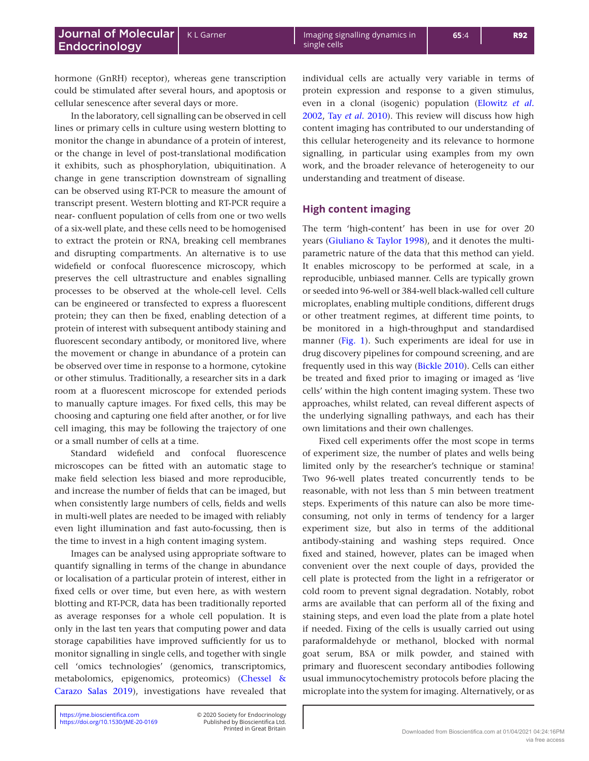hormone (GnRH) receptor), whereas gene transcription could be stimulated after several hours, and apoptosis or cellular senescence after several days or more.

In the laboratory, cell signalling can be observed in cell lines or primary cells in culture using western blotting to monitor the change in abundance of a protein of interest, or the change in level of post-translational modification it exhibits, such as phosphorylation, ubiquitination. A change in gene transcription downstream of signalling can be observed using RT-PCR to measure the amount of transcript present. Western blotting and RT-PCR require a near- confluent population of cells from one or two wells of a six-well plate, and these cells need to be homogenised to extract the protein or RNA, breaking cell membranes and disrupting compartments. An alternative is to use widefield or confocal fluorescence microscopy, which preserves the cell ultrastructure and enables signalling processes to be observed at the whole-cell level. Cells can be engineered or transfected to express a fluorescent protein; they can then be fixed, enabling detection of a protein of interest with subsequent antibody staining and fluorescent secondary antibody, or monitored live, where the movement or change in abundance of a protein can be observed over time in response to a hormone, cytokine or other stimulus. Traditionally, a researcher sits in a dark room at a fluorescent microscope for extended periods to manually capture images. For fixed cells, this may be choosing and capturing one field after another, or for live cell imaging, this may be following the trajectory of one or a small number of cells at a time.

Standard widefield and confocal fluorescence microscopes can be fitted with an automatic stage to make field selection less biased and more reproducible, and increase the number of fields that can be imaged, but when consistently large numbers of cells, fields and wells in multi-well plates are needed to be imaged with reliably even light illumination and fast auto-focussing, then is the time to invest in a high content imaging system.

Images can be analysed using appropriate software to quantify signalling in terms of the change in abundance or localisation of a particular protein of interest, either in fixed cells or over time, but even here, as with western blotting and RT-PCR, data has been traditionally reported as average responses for a whole cell population. It is only in the last ten years that computing power and data storage capabilities have improved sufficiently for us to monitor signalling in single cells, and together with single cell 'omics technologies' (genomics, transcriptomics, metabolomics, epigenomics, proteomics) (Chessel & Carazo Salas 2019), investigations have revealed that individual cells are actually very variable in terms of protein expression and response to a given stimulus, even in a clonal (isogenic) population (Elowitz *et al*. 2002, Tay *et al*. 2010). This review will discuss how high content imaging has contributed to our understanding of this cellular heterogeneity and its relevance to hormone signalling, in particular using examples from my own work, and the broader relevance of heterogeneity to our understanding and treatment of disease.

## High content imaging

The term 'high-content' has been in use for over 20 years (Giuliano & Taylor 1998), and it denotes the multi-parametric nature of the data that this method can yield. It enables microscopy to be performed at scale, in a reproducible, unbiased manner. Cells are typically grown or seeded into 96-well or 384-well black-walled cell culture microplates, enabling multiple conditions, different drugs or other treatment regimes, at different time points, to be monitored in a high-throughput and standardised manner (Fig. 1). Such experiments are ideal for use in drug discovery pipelines for compound screening, and are frequently used in this way (Bickle 2010). Cells can either be treated and fixed prior to imaging or imaged as 'live cells' within the high content imaging system. These two approaches, whilst related, can reveal different aspects of the underlying signalling pathways, and each has their own limitations and their own challenges.

Fixed cell experiments offer the most scope in terms of experiment size, the number of plates and wells being limited only by the researcher's technique or stamina! Two 96-well plates treated concurrently tends to be reasonable, with not less than 5 min between treatment steps. Experiments of this nature can also be more time-consuming, not only in terms of tendency for a larger experiment size, but also in terms of the additional antibody-staining and washing steps required. Once fixed and stained, however, plates can be imaged when convenient over the next couple of days, provided the cell plate is protected from the light in a refrigerator or cold room to prevent signal degradation. Notably, robot arms are available that can perform all of the fixing and staining steps, and even load the plate from a plate hotel if needed. Fixing of the cells is usually carried out using paraformaldehyde or methanol, blocked with normal goat serum, BSA or milk powder, and stained with primary and fluorescent secondary antibodies following usual immunocytochemistry protocols before placing the microplate into the system for imaging. Alternatively, or as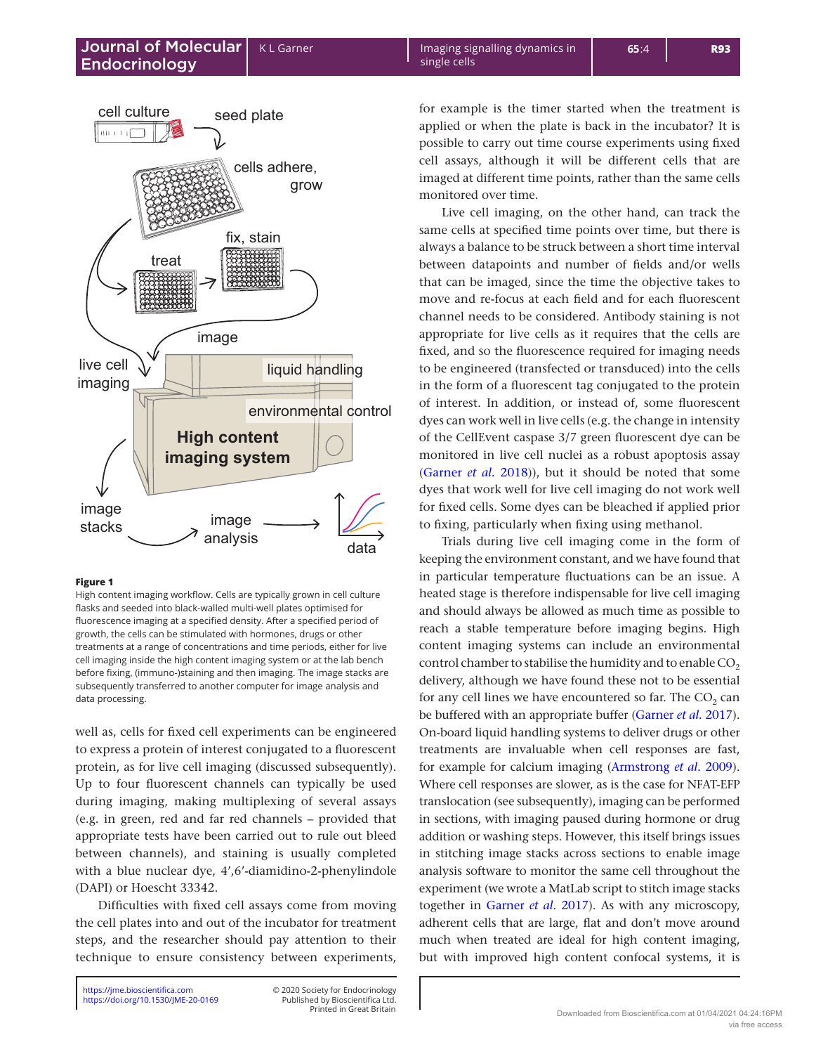**Figure 1**
High content imaging workflow. Cells are typically grown in cell culture flasks and seeded into black-walled multi-well plates optimised for fluorescence imaging at a specified density. After a specified period of growth, the cells can be stimulated with hormones, drugs or other treatments at a range of concentrations and time periods, either for live cell imaging inside the high content imaging system or at the lab bench before fixing, (immuno-)staining and then imaging. The image stacks are subsequently transferred to another computer for image analysis and data processing.

well as, cells for fixed cell experiments can be engineered to express a protein of interest conjugated to a fluorescent protein, as for live cell imaging (discussed subsequently). Up to four fluorescent channels can typically be used during imaging, making multiplexing of several assays (e.g. in green, red and far red channels – provided that appropriate tests have been carried out to rule out bleed between channels), and staining is usually completed with a blue nuclear dye, 4′,6′-diamidino-2-phenylindole (DAPI) or Hoescht 33342.

Difficulties with fixed cell assays come from moving the cell plates into and out of the incubator for treatment steps, and the researcher should pay attention to their technique to ensure consistency between experiments, for example is the timer started when the treatment is applied or when the plate is back in the incubator? It is possible to carry out time course experiments using fixed cell assays, although it will be different cells that are imaged at different time points, rather than the same cells monitored over time.

Live cell imaging, on the other hand, can track the same cells at specified time points over time, but there is always a balance to be struck between a short time interval between datapoints and number of fields and/or wells that can be imaged, since the time the objective takes to move and re-focus at each field and for each fluorescent channel needs to be considered. Antibody staining is not appropriate for live cells as it requires that the cells are fixed, and so the fluorescence required for imaging needs to be engineered (transfected or transduced) into the cells in the form of a fluorescent tag conjugated to the protein of interest. In addition, or instead of, some fluorescent dyes can work well in live cells (e.g. the change in intensity of the CellEvent caspase 3/7 green fluorescent dye can be monitored in live cell nuclei as a robust apoptosis assay (Garner *et al.* 2018)), but it should be noted that some dyes that work well for live cell imaging do not work well for fixed cells. Some dyes can be bleached if applied prior to fixing, particularly when fixing using methanol.

Trials during live cell imaging come in the form of keeping the environment constant, and we have found that in particular temperature fluctuations can be an issue. A heated stage is therefore indispensable for live cell imaging and should always be allowed as much time as possible to reach a stable temperature before imaging begins. High content imaging systems can include an environmental control chamber to stabilise the humidity and to enable $CO_2$ delivery, although we have found these not to be essential for any cell lines we have encountered so far. The $CO_2$ can be buffered with an appropriate buffer (Garner *et al.* 2017). On-board liquid handling systems to deliver drugs or other treatments are invaluable when cell responses are fast, for example for calcium imaging (Armstrong *et al.* 2009). Where cell responses are slower, as is the case for NFAT-EFP translocation (see subsequently), imaging can be performed in sections, with imaging paused during hormone or drug addition or washing steps. However, this itself brings issues in stitching image stacks across sections to enable image analysis software to monitor the same cell throughout the experiment (we wrote a MatLab script to stitch image stacks together in Garner *et al.* 2017). As with any microscopy, adherent cells that are large, flat and don't move around much when treated are ideal for high content imaging, but with improved high content confocal systems, it is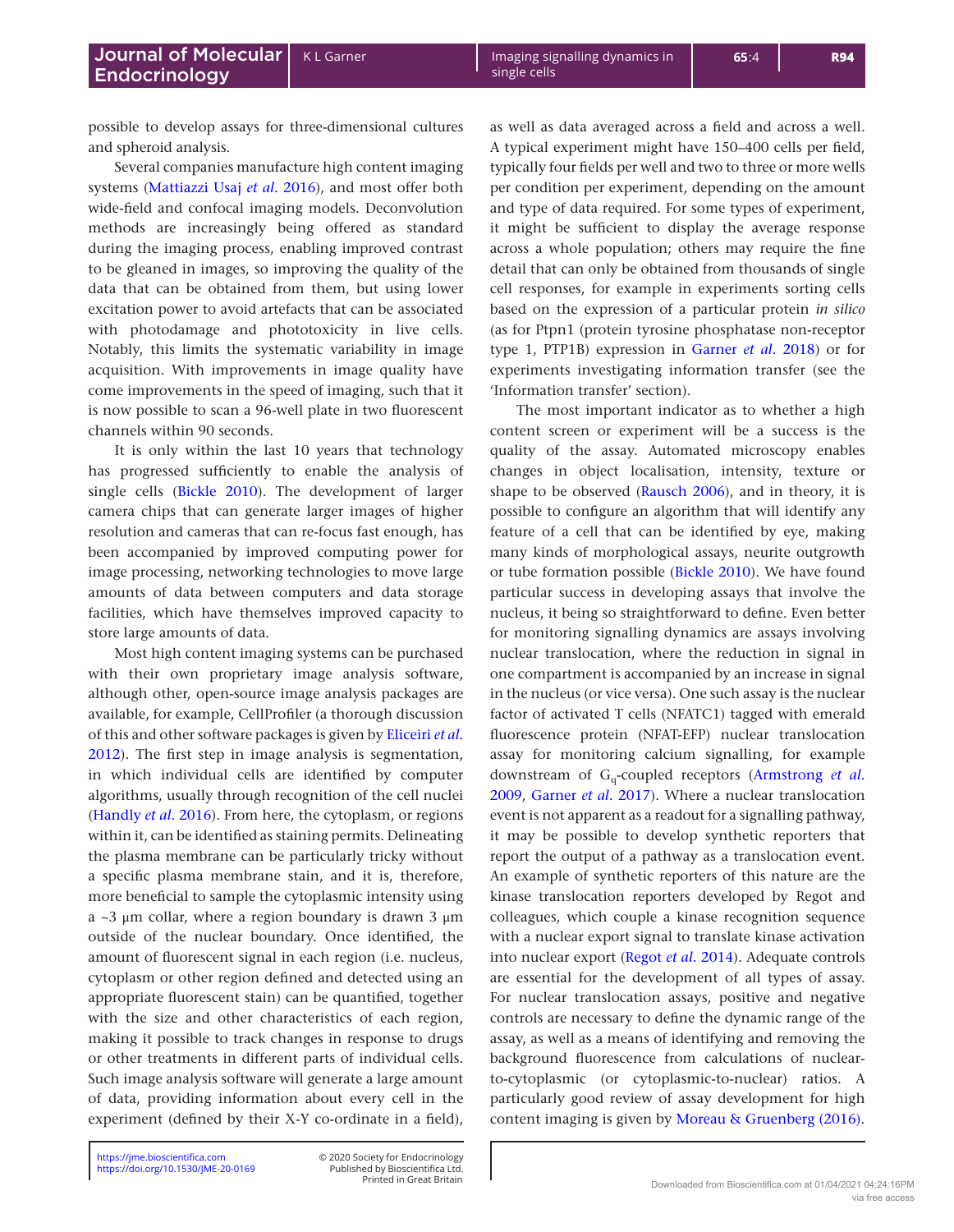possible to develop assays for three-dimensional cultures and spheroid analysis.

Several companies manufacture high content imaging systems (Mattiazzi Usaj *et al.* 2016), and most offer both wide-field and confocal imaging models. Deconvolution methods are increasingly being offered as standard during the imaging process, enabling improved contrast to be gleaned in images, so improving the quality of the data that can be obtained from them, but using lower excitation power to avoid artefacts that can be associated with photodamage and phototoxicity in live cells. Notably, this limits the systematic variability in image acquisition. With improvements in image quality have come improvements in the speed of imaging, such that it is now possible to scan a 96-well plate in two fluorescent channels within 90 seconds.

It is only within the last 10 years that technology has progressed sufficiently to enable the analysis of single cells (Bickle 2010). The development of larger camera chips that can generate larger images of higher resolution and cameras that can re-focus fast enough, has been accompanied by improved computing power for image processing, networking technologies to move large amounts of data between computers and data storage facilities, which have themselves improved capacity to store large amounts of data.

Most high content imaging systems can be purchased with their own proprietary image analysis software, although other, open-source image analysis packages are available, for example, CellProfiler (a thorough discussion of this and other software packages is given by Eliceiri *et al.* 2012). The first step in image analysis is segmentation, in which individual cells are identified by computer algorithms, usually through recognition of the cell nuclei (Handly *et al.* 2016). From here, the cytoplasm, or regions within it, can be identified as staining permits. Delineating the plasma membrane can be particularly tricky without a specific plasma membrane stain, and it is, therefore, more beneficial to sample the cytoplasmic intensity using a ~3 μm collar, where a region boundary is drawn 3 μm outside of the nuclear boundary. Once identified, the amount of fluorescent signal in each region (i.e. nucleus, cytoplasm or other region defined and detected using an appropriate fluorescent stain) can be quantified, together with the size and other characteristics of each region, making it possible to track changes in response to drugs or other treatments in different parts of individual cells. Such image analysis software will generate a large amount of data, providing information about every cell in the experiment (defined by their X-Y co-ordinate in a field), as well as data averaged across a field and across a well. A typical experiment might have 150–400 cells per field, typically four fields per well and two to three or more wells per condition per experiment, depending on the amount and type of data required. For some types of experiment, it might be sufficient to display the average response across a whole population; others may require the fine detail that can only be obtained from thousands of single cell responses, for example in experiments sorting cells based on the expression of a particular protein *in silico* (as for Ptpn1 (protein tyrosine phosphatase non-receptor type 1, PTP1B) expression in Garner *et al.* 2018) or for experiments investigating information transfer (see the 'Information transfer' section).

The most important indicator as to whether a high content screen or experiment will be a success is the quality of the assay. Automated microscopy enables changes in object localisation, intensity, texture or shape to be observed (Rausch 2006), and in theory, it is possible to configure an algorithm that will identify any feature of a cell that can be identified by eye, making many kinds of morphological assays, neurite outgrowth or tube formation possible (Bickle 2010). We have found particular success in developing assays that involve the nucleus, it being so straightforward to define. Even better for monitoring signalling dynamics are assays involving nuclear translocation, where the reduction in signal in one compartment is accompanied by an increase in signal in the nucleus (or vice versa). One such assay is the nuclear factor of activated T cells (NFATC1) tagged with emerald fluorescence protein (NFAT-EFP) nuclear translocation assay for monitoring calcium signalling, for example downstream of $G_q$-coupled receptors (Armstrong *et al.* 2009, Garner *et al.* 2017). Where a nuclear translocation event is not apparent as a readout for a signalling pathway, it may be possible to develop synthetic reporters that report the output of a pathway as a translocation event. An example of synthetic reporters of this nature are the kinase translocation reporters developed by Regot and colleagues, which couple a kinase recognition sequence with a nuclear export signal to translate kinase activation into nuclear export (Regot *et al.* 2014). Adequate controls are essential for the development of all types of assay. For nuclear translocation assays, positive and negative controls are necessary to define the dynamic range of the assay, as well as a means of identifying and removing the background fluorescence from calculations of nuclear-to-cytoplasmic (or cytoplasmic-to-nuclear) ratios. A particularly good review of assay development for high content imaging is given by Moreau & Gruenberg (2016).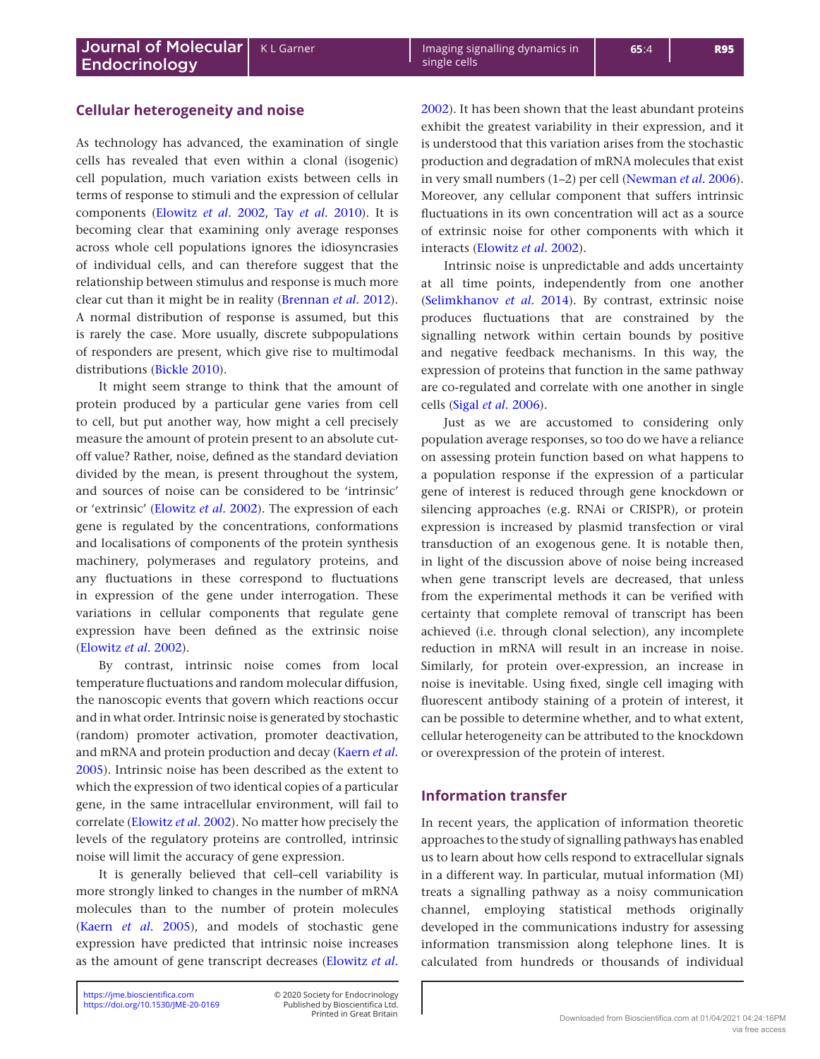## Cellular heterogeneity and noise

As technology has advanced, the examination of single cells has revealed that even within a clonal (isogenic) cell population, much variation exists between cells in terms of response to stimuli and the expression of cellular components (Elowitz *et al.* 2002, Tay *et al.* 2010). It is becoming clear that examining only average responses across whole cell populations ignores the idiosyncrasies of individual cells, and can therefore suggest that the relationship between stimulus and response is much more clear cut than it might be in reality (Brennan *et al.* 2012). A normal distribution of response is assumed, but this is rarely the case. More usually, discrete subpopulations of responders are present, which give rise to multimodal distributions (Bickle 2010).

It might seem strange to think that the amount of protein produced by a particular gene varies from cell to cell, but put another way, how might a cell precisely measure the amount of protein present to an absolute cut-off value? Rather, noise, defined as the standard deviation divided by the mean, is present throughout the system, and sources of noise can be considered to be 'intrinsic' or 'extrinsic' (Elowitz *et al.* 2002). The expression of each gene is regulated by the concentrations, conformations and localisations of components of the protein synthesis machinery, polymerases and regulatory proteins, and any fluctuations in these correspond to fluctuations in expression of the gene under interrogation. These variations in cellular components that regulate gene expression have been defined as the extrinsic noise (Elowitz *et al.* 2002).

By contrast, intrinsic noise comes from local temperature fluctuations and random molecular diffusion, the nanoscopic events that govern which reactions occur and in what order. Intrinsic noise is generated by stochastic (random) promoter activation, promoter deactivation, and mRNA and protein production and decay (Kaern *et al.* 2005). Intrinsic noise has been described as the extent to which the expression of two identical copies of a particular gene, in the same intracellular environment, will fail to correlate (Elowitz *et al.* 2002). No matter how precisely the levels of the regulatory proteins are controlled, intrinsic noise will limit the accuracy of gene expression.

It is generally believed that cell–cell variability is more strongly linked to changes in the number of mRNA molecules than to the number of protein molecules (Kaern *et al.* 2005), and models of stochastic gene expression have predicted that intrinsic noise increases as the amount of gene transcript decreases (Elowitz *et al.* 2002). It has been shown that the least abundant proteins exhibit the greatest variability in their expression, and it is understood that this variation arises from the stochastic production and degradation of mRNA molecules that exist in very small numbers (1–2) per cell (Newman *et al.* 2006). Moreover, any cellular component that suffers intrinsic fluctuations in its own concentration will act as a source of extrinsic noise for other components with which it interacts (Elowitz *et al.* 2002).

Intrinsic noise is unpredictable and adds uncertainty at all time points, independently from one another (Selimkhanov *et al.* 2014). By contrast, extrinsic noise produces fluctuations that are constrained by the signalling network within certain bounds by positive and negative feedback mechanisms. In this way, the expression of proteins that function in the same pathway are co-regulated and correlate with one another in single cells (Sigal *et al.* 2006).

Just as we are accustomed to considering only population average responses, so too do we have a reliance on assessing protein function based on what happens to a population response if the expression of a particular gene of interest is reduced through gene knockdown or silencing approaches (e.g. RNAi or CRISPR), or protein expression is increased by plasmid transfection or viral transduction of an exogenous gene. It is notable then, in light of the discussion above of noise being increased when gene transcript levels are decreased, that unless from the experimental methods it can be verified with certainty that complete removal of transcript has been achieved (i.e. through clonal selection), any incomplete reduction in mRNA will result in an increase in noise. Similarly, for protein over-expression, an increase in noise is inevitable. Using fixed, single cell imaging with fluorescent antibody staining of a protein of interest, it can be possible to determine whether, and to what extent, cellular heterogeneity can be attributed to the knockdown or overexpression of the protein of interest.

## Information transfer

In recent years, the application of information theoretic approaches to the study of signalling pathways has enabled us to learn about how cells respond to extracellular signals in a different way. In particular, mutual information (MI) treats a signalling pathway as a noisy communication channel, employing statistical methods originally developed in the communications industry for assessing information transmission along telephone lines. It is calculated from hundreds or thousands of individual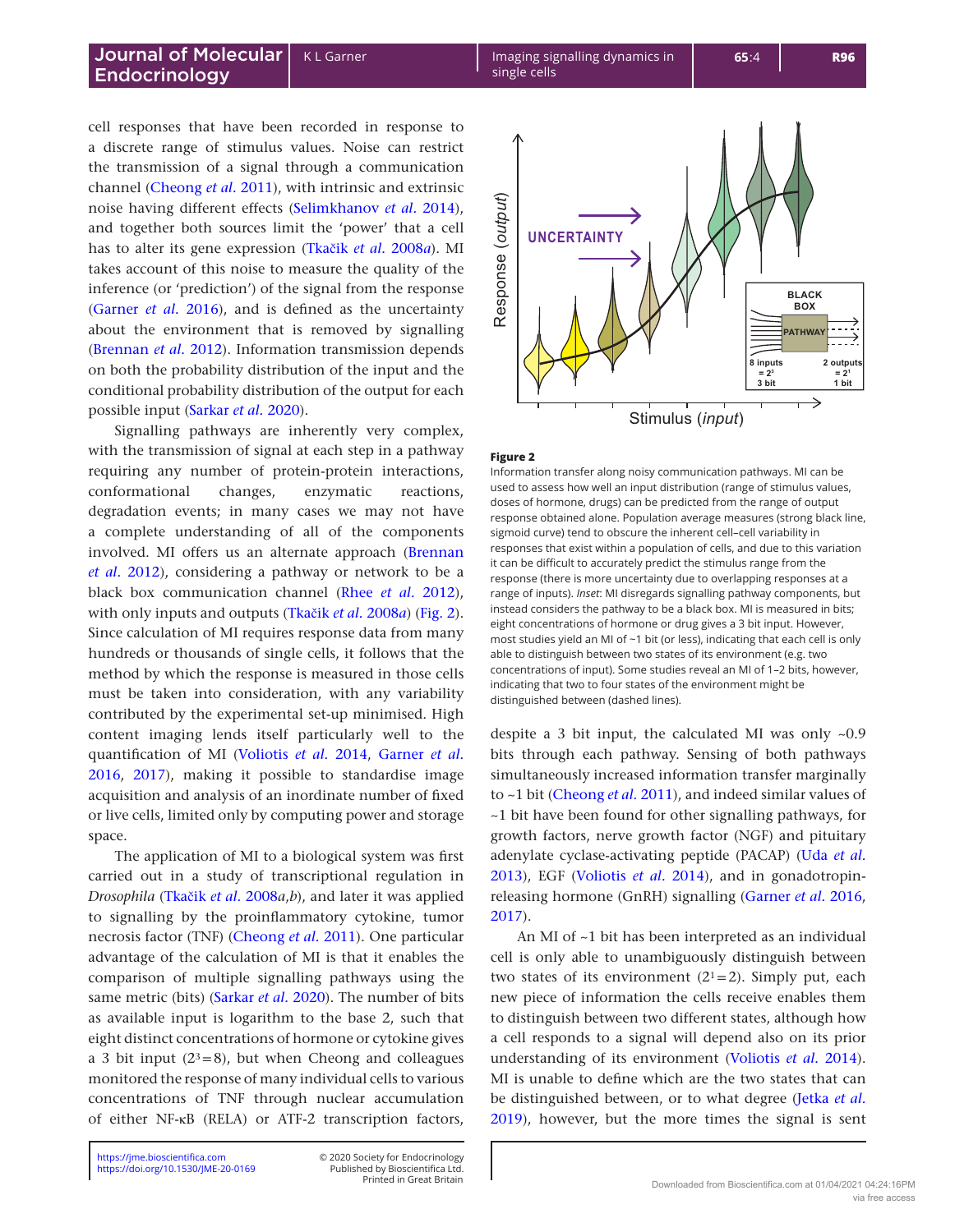cell responses that have been recorded in response to a discrete range of stimulus values. Noise can restrict the transmission of a signal through a communication channel (Cheong *et al.* 2011), with intrinsic and extrinsic noise having different effects (Selimkhanov *et al.* 2014), and together both sources limit the 'power' that a cell has to alter its gene expression (Tkačik *et al.* 2008*a*). MI takes account of this noise to measure the quality of the inference (or 'prediction') of the signal from the response (Garner *et al.* 2016), and is defined as the uncertainty about the environment that is removed by signalling (Brennan *et al.* 2012). Information transmission depends on both the probability distribution of the input and the conditional probability distribution of the output for each possible input (Sarkar *et al.* 2020).

Signalling pathways are inherently very complex, with the transmission of signal at each step in a pathway requiring any number of protein-protein interactions, conformational changes, enzymatic reactions, degradation events; in many cases we may not have a complete understanding of all of the components involved. MI offers us an alternate approach (Brennan *et al.* 2012), considering a pathway or network to be a black box communication channel (Rhee *et al.* 2012), with only inputs and outputs (Tkačik *et al.* 2008*a*) (Fig. 2). Since calculation of MI requires response data from many hundreds or thousands of single cells, it follows that the method by which the response is measured in those cells must be taken into consideration, with any variability contributed by the experimental set-up minimised. High content imaging lends itself particularly well to the quantification of MI (Voliotis *et al.* 2014, Garner *et al.* 2016, 2017), making it possible to standardise image acquisition and analysis of an inordinate number of fixed or live cells, limited only by computing power and storage space.

The application of MI to a biological system was first carried out in a study of transcriptional regulation in *Drosophila* (Tkačik *et al.* 2008*a*,*b*), and later it was applied to signalling by the proinflammatory cytokine, tumor necrosis factor (TNF) (Cheong *et al.* 2011). One particular advantage of the calculation of MI is that it enables the comparison of multiple signalling pathways using the same metric (bits) (Sarkar *et al.* 2020). The number of bits as available input is logarithm to the base 2, such that eight distinct concentrations of hormone or cytokine gives a 3 bit input ($2^3=8$), but when Cheong and colleagues monitored the response of many individual cells to various concentrations of TNF through nuclear accumulation of either NF-κB (RELA) or ATF-2 transcription factors, despite a 3 bit input, the calculated MI was only ~0.9 bits through each pathway. Sensing of both pathways simultaneously increased information transfer marginally to ~1 bit (Cheong *et al.* 2011), and indeed similar values of ~1 bit have been found for other signalling pathways, for growth factors, nerve growth factor (NGF) and pituitary adenylate cyclase-activating peptide (PACAP) (Uda *et al.* 2013), EGF (Voliotis *et al.* 2014), and in gonadotropin-releasing hormone (GnRH) signalling (Garner *et al.* 2016, 2017).

**Figure 2**

Information transfer along noisy communication pathways. MI can be used to assess how well an input distribution (range of stimulus values, doses of hormone, drugs) can be predicted from the range of output response obtained alone. Population average measures (strong black line, sigmoid curve) tend to obscure the inherent cell–cell variability in responses that exist within a population of cells, and due to this variation it can be difficult to accurately predict the stimulus range from the response (there is more uncertainty due to overlapping responses at a range of inputs). *Inset*: MI disregards signalling pathway components, but instead considers the pathway to be a black box. MI is measured in bits; eight concentrations of hormone or drug gives a 3 bit input. However, most studies yield an MI of ~1 bit (or less), indicating that each cell is only able to distinguish between two states of its environment (e.g. two concentrations of input). Some studies reveal an MI of 1–2 bits, however, indicating that two to four states of the environment might be distinguished between (dashed lines).

An MI of ~1 bit has been interpreted as an individual cell is only able to unambiguously distinguish between two states of its environment ($2^1=2$). Simply put, each new piece of information the cells receive enables them to distinguish between two different states, although how a cell responds to a signal will depend also on its prior understanding of its environment (Voliotis *et al.* 2014). MI is unable to define which are the two states that can be distinguished between, or to what degree (Jetka *et al.* 2019), however, but the more times the signal is sent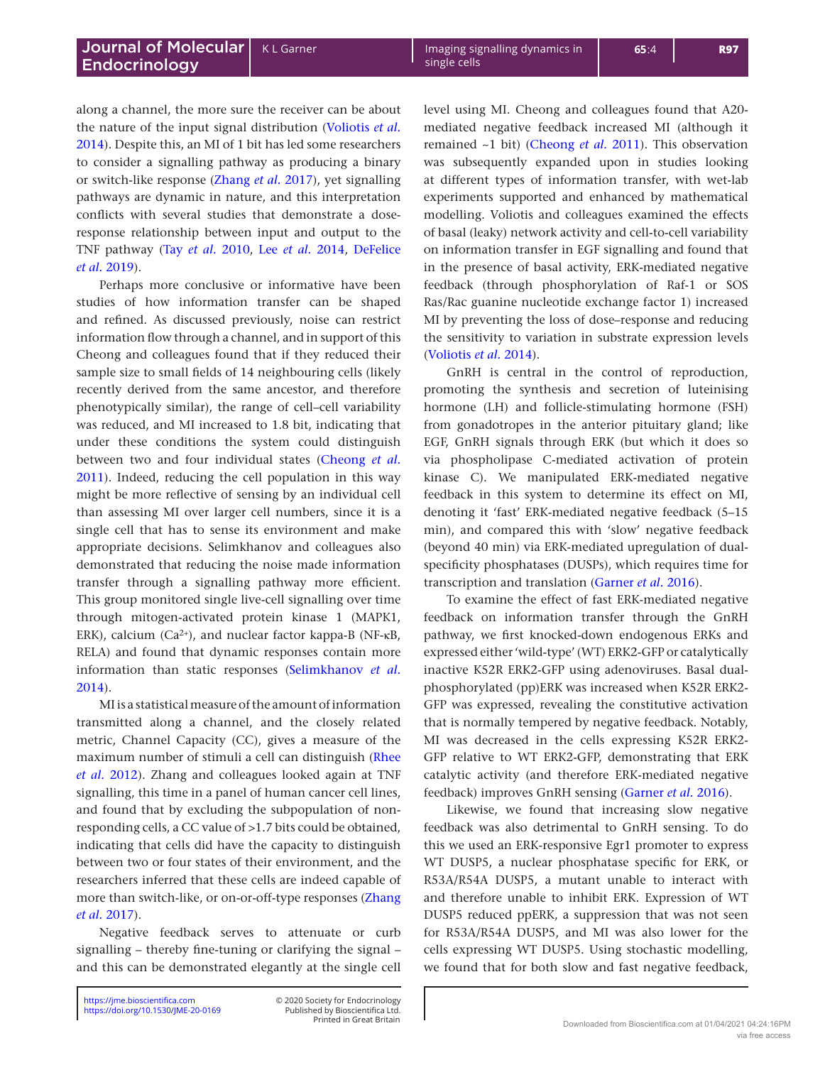along a channel, the more sure the receiver can be about the nature of the input signal distribution (Voliotis *et al.* 2014). Despite this, an MI of 1 bit has led some researchers to consider a signalling pathway as producing a binary or switch-like response (Zhang *et al.* 2017), yet signalling pathways are dynamic in nature, and this interpretation conflicts with several studies that demonstrate a dose-response relationship between input and output to the TNF pathway (Tay *et al.* 2010, Lee *et al.* 2014, DeFelice *et al.* 2019).

Perhaps more conclusive or informative have been studies of how information transfer can be shaped and refined. As discussed previously, noise can restrict information flow through a channel, and in support of this Cheong and colleagues found that if they reduced their sample size to small fields of 14 neighbouring cells (likely recently derived from the same ancestor, and therefore phenotypically similar), the range of cell–cell variability was reduced, and MI increased to 1.8 bit, indicating that under these conditions the system could distinguish between two and four individual states (Cheong *et al.* 2011). Indeed, reducing the cell population in this way might be more reflective of sensing by an individual cell than assessing MI over larger cell numbers, since it is a single cell that has to sense its environment and make appropriate decisions. Selimkhanov and colleagues also demonstrated that reducing the noise made information transfer through a signalling pathway more efficient. This group monitored single live-cell signalling over time through mitogen-activated protein kinase 1 (MAPK1, ERK), calcium ($Ca^{2+}$), and nuclear factor kappa-B (NF-κB, RELA) and found that dynamic responses contain more information than static responses (Selimkhanov *et al.* 2014).

MI is a statistical measure of the amount of information transmitted along a channel, and the closely related metric, Channel Capacity (CC), gives a measure of the maximum number of stimuli a cell can distinguish (Rhee *et al.* 2012). Zhang and colleagues looked again at TNF signalling, this time in a panel of human cancer cell lines, and found that by excluding the subpopulation of non-responding cells, a CC value of >1.7 bits could be obtained, indicating that cells did have the capacity to distinguish between two or four states of their environment, and the researchers inferred that these cells are indeed capable of more than switch-like, or on-or-off-type responses (Zhang *et al.* 2017).

Negative feedback serves to attenuate or curb signalling – thereby fine-tuning or clarifying the signal – and this can be demonstrated elegantly at the single cell level using MI. Cheong and colleagues found that A20-mediated negative feedback increased MI (although it remained ~1 bit) (Cheong *et al.* 2011). This observation was subsequently expanded upon in studies looking at different types of information transfer, with wet-lab experiments supported and enhanced by mathematical modelling. Voliotis and colleagues examined the effects of basal (leaky) network activity and cell-to-cell variability on information transfer in EGF signalling and found that in the presence of basal activity, ERK-mediated negative feedback (through phosphorylation of Raf-1 or SOS Ras/Rac guanine nucleotide exchange factor 1) increased MI by preventing the loss of dose–response and reducing the sensitivity to variation in substrate expression levels (Voliotis *et al.* 2014).

GnRH is central in the control of reproduction, promoting the synthesis and secretion of luteinising hormone (LH) and follicle-stimulating hormone (FSH) from gonadotropes in the anterior pituitary gland; like EGF, GnRH signals through ERK (but which it does so via phospholipase C-mediated activation of protein kinase C). We manipulated ERK-mediated negative feedback in this system to determine its effect on MI, denoting it 'fast' ERK-mediated negative feedback (5–15 min), and compared this with 'slow' negative feedback (beyond 40 min) via ERK-mediated upregulation of dual-specificity phosphatases (DUSPs), which requires time for transcription and translation (Garner *et al.* 2016).

To examine the effect of fast ERK-mediated negative feedback on information transfer through the GnRH pathway, we first knocked-down endogenous ERKs and expressed either 'wild-type' (WT) ERK2-GFP or catalytically inactive K52R ERK2-GFP using adenoviruses. Basal dual-phosphorylated (pp)ERK was increased when K52R ERK2-GFP was expressed, revealing the constitutive activation that is normally tempered by negative feedback. Notably, MI was decreased in the cells expressing K52R ERK2-GFP relative to WT ERK2-GFP, demonstrating that ERK catalytic activity (and therefore ERK-mediated negative feedback) improves GnRH sensing (Garner *et al.* 2016).

Likewise, we found that increasing slow negative feedback was also detrimental to GnRH sensing. To do this we used an ERK-responsive Egr1 promoter to express WT DUSP5, a nuclear phosphatase specific for ERK, or R53A/R54A DUSP5, a mutant unable to interact with and therefore unable to inhibit ERK. Expression of WT DUSP5 reduced ppERK, a suppression that was not seen for R53A/R54A DUSP5, and MI was also lower for the cells expressing WT DUSP5. Using stochastic modelling, we found that for both slow and fast negative feedback,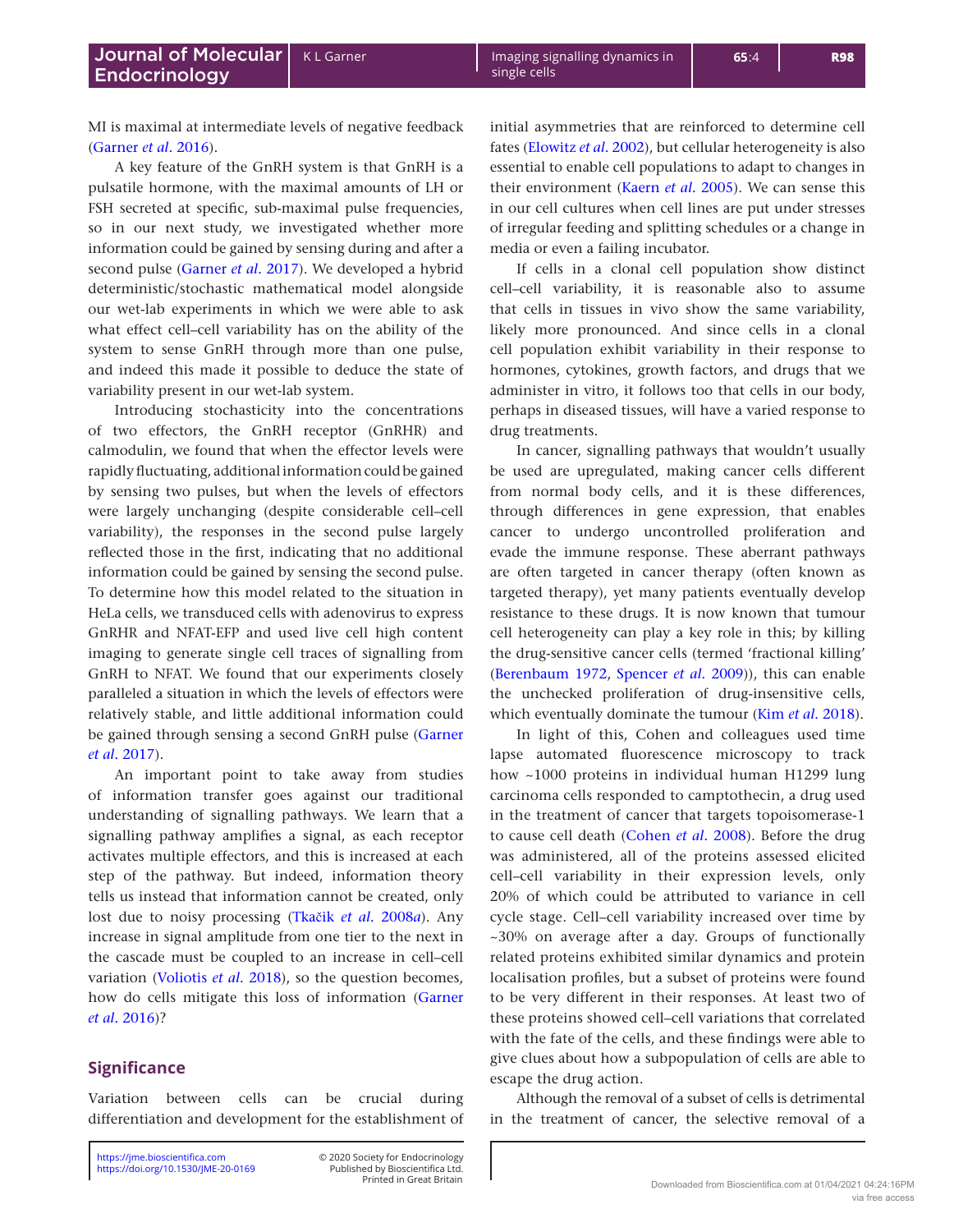MI is maximal at intermediate levels of negative feedback (Garner *et al.* 2016).

A key feature of the GnRH system is that GnRH is a pulsatile hormone, with the maximal amounts of LH or FSH secreted at specific, sub-maximal pulse frequencies, so in our next study, we investigated whether more information could be gained by sensing during and after a second pulse (Garner *et al.* 2017). We developed a hybrid deterministic/stochastic mathematical model alongside our wet-lab experiments in which we were able to ask what effect cell–cell variability has on the ability of the system to sense GnRH through more than one pulse, and indeed this made it possible to deduce the state of variability present in our wet-lab system.

Introducing stochasticity into the concentrations of two effectors, the GnRH receptor (GnRHR) and calmodulin, we found that when the effector levels were rapidly fluctuating, additional information could be gained by sensing two pulses, but when the levels of effectors were largely unchanging (despite considerable cell–cell variability), the responses in the second pulse largely reflected those in the first, indicating that no additional information could be gained by sensing the second pulse. To determine how this model related to the situation in HeLa cells, we transduced cells with adenovirus to express GnRHR and NFAT-EFP and used live cell high content imaging to generate single cell traces of signalling from GnRH to NFAT. We found that our experiments closely paralleled a situation in which the levels of effectors were relatively stable, and little additional information could be gained through sensing a second GnRH pulse (Garner *et al.* 2017).

An important point to take away from studies of information transfer goes against our traditional understanding of signalling pathways. We learn that a signalling pathway amplifies a signal, as each receptor activates multiple effectors, and this is increased at each step of the pathway. But indeed, information theory tells us instead that information cannot be created, only lost due to noisy processing (Tkačik *et al.* 2008*a*). Any increase in signal amplitude from one tier to the next in the cascade must be coupled to an increase in cell–cell variation (Voliotis *et al.* 2018), so the question becomes, how do cells mitigate this loss of information (Garner *et al.* 2016)?

## Significance

Variation between cells can be crucial during differentiation and development for the establishment of initial asymmetries that are reinforced to determine cell fates (Elowitz *et al.* 2002), but cellular heterogeneity is also essential to enable cell populations to adapt to changes in their environment (Kaern *et al.* 2005). We can sense this in our cell cultures when cell lines are put under stresses of irregular feeding and splitting schedules or a change in media or even a failing incubator.

If cells in a clonal cell population show distinct cell–cell variability, it is reasonable also to assume that cells in tissues in vivo show the same variability, likely more pronounced. And since cells in a clonal cell population exhibit variability in their response to hormones, cytokines, growth factors, and drugs that we administer in vitro, it follows too that cells in our body, perhaps in diseased tissues, will have a varied response to drug treatments.

In cancer, signalling pathways that wouldn't usually be used are upregulated, making cancer cells different from normal body cells, and it is these differences, through differences in gene expression, that enables cancer to undergo uncontrolled proliferation and evade the immune response. These aberrant pathways are often targeted in cancer therapy (often known as targeted therapy), yet many patients eventually develop resistance to these drugs. It is now known that tumour cell heterogeneity can play a key role in this; by killing the drug-sensitive cancer cells (termed 'fractional killing' (Berenbaum 1972, Spencer *et al.* 2009)), this can enable the unchecked proliferation of drug-insensitive cells, which eventually dominate the tumour (Kim *et al.* 2018).

In light of this, Cohen and colleagues used time lapse automated fluorescence microscopy to track how ~1000 proteins in individual human H1299 lung carcinoma cells responded to camptothecin, a drug used in the treatment of cancer that targets topoisomerase-1 to cause cell death (Cohen *et al.* 2008). Before the drug was administered, all of the proteins assessed elicited cell–cell variability in their expression levels, only 20% of which could be attributed to variance in cell cycle stage. Cell–cell variability increased over time by ~30% on average after a day. Groups of functionally related proteins exhibited similar dynamics and protein localisation profiles, but a subset of proteins were found to be very different in their responses. At least two of these proteins showed cell–cell variations that correlated with the fate of the cells, and these findings were able to give clues about how a subpopulation of cells are able to escape the drug action.

Although the removal of a subset of cells is detrimental in the treatment of cancer, the selective removal of a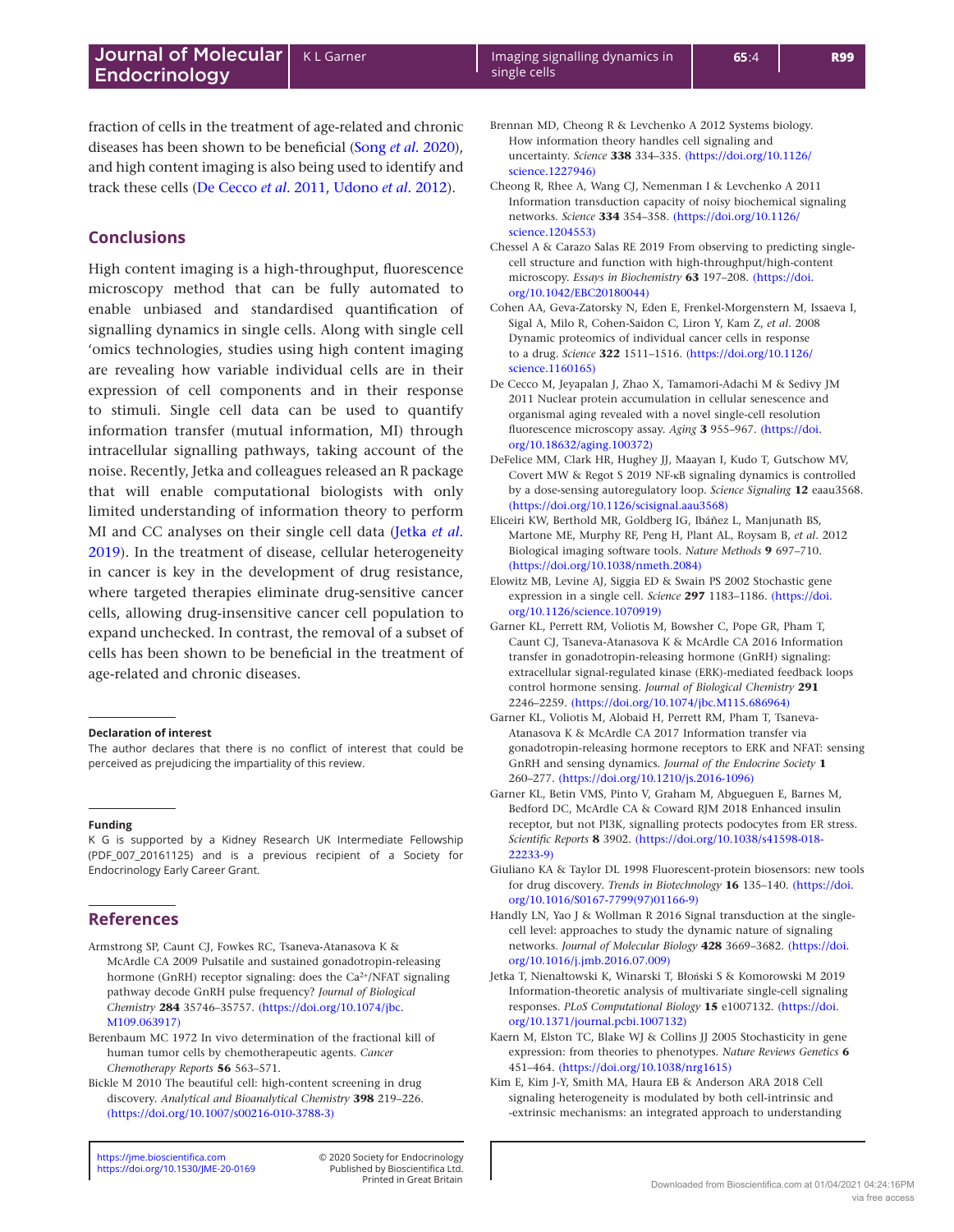fraction of cells in the treatment of age-related and chronic diseases has been shown to be beneficial (Song *et al.* 2020), and high content imaging is also being used to identify and track these cells (De Cecco *et al.* 2011, Udono *et al.* 2012).

## Conclusions

High content imaging is a high-throughput, fluorescence microscopy method that can be fully automated to enable unbiased and standardised quantification of signalling dynamics in single cells. Along with single cell 'omics technologies, studies using high content imaging are revealing how variable individual cells are in their expression of cell components and in their response to stimuli. Single cell data can be used to quantify information transfer (mutual information, MI) through intracellular signalling pathways, taking account of the noise. Recently, Jetka and colleagues released an R package that will enable computational biologists with only limited understanding of information theory to perform MI and CC analyses on their single cell data (Jetka *et al.* 2019). In the treatment of disease, cellular heterogeneity in cancer is key in the development of drug resistance, where targeted therapies eliminate drug-sensitive cancer cells, allowing drug-insensitive cancer cell population to expand unchecked. In contrast, the removal of a subset of cells has been shown to be beneficial in the treatment of age-related and chronic diseases.

**Declaration of interest**

The author declares that there is no conflict of interest that could be perceived as prejudicing the impartiality of this review.

**Funding**

K G is supported by a Kidney Research UK Intermediate Fellowship (PDF_007_20161125) and is a previous recipient of a Society for Endocrinology Early Career Grant.

## References

Armstrong SP, Caunt CJ, Fowkes RC, Tsaneva-Atanasova K & McArdle CA 2009 Pulsatile and sustained gonadotropin-releasing hormone (GnRH) receptor signaling: does the $Ca^{2+}$/NFAT signaling pathway decode GnRH pulse frequency? *Journal of Biological Chemistry* **284** 35746–35757. (https://doi.org/10.1074/jbc.M109.063917)

Berenbaum MC 1972 In vivo determination of the fractional kill of human tumor cells by chemotherapeutic agents. *Cancer Chemotherapy Reports* **56** 563–571.

Bickle M 2010 The beautiful cell: high-content screening in drug discovery. *Analytical and Bioanalytical Chemistry* **398** 219–226. (https://doi.org/10.1007/s00216-010-3788-3)

Brennan MD, Cheong R & Levchenko A 2012 Systems biology. How information theory handles cell signaling and uncertainty. *Science* **338** 334–335. (https://doi.org/10.1126/science.1227946)

Cheong R, Rhee A, Wang CJ, Nemenman I & Levchenko A 2011 Information transduction capacity of noisy biochemical signaling networks. *Science* **334** 354–358. (https://doi.org/10.1126/science.1204553)

Chessel A & Carazo Salas RE 2019 From observing to predicting single-cell structure and function with high-throughput/high-content microscopy. *Essays in Biochemistry* **63** 197–208. (https://doi.org/10.1042/EBC20180044)

Cohen AA, Geva-Zatorsky N, Eden E, Frenkel-Morgenstern M, Issaeva I, Sigal A, Milo R, Cohen-Saidon C, Liron Y, Kam Z, *et al.* 2008 Dynamic proteomics of individual cancer cells in response to a drug. *Science* **322** 1511–1516. (https://doi.org/10.1126/science.1160165)

De Cecco M, Jeyapalan J, Zhao X, Tamamori-Adachi M & Sedivy JM 2011 Nuclear protein accumulation in cellular senescence and organismal aging revealed with a novel single-cell resolution fluorescence microscopy assay. *Aging* **3** 955–967. (https://doi.org/10.18632/aging.100372)

DeFelice MM, Clark HR, Hughey JJ, Maayan I, Kudo T, Gutschow MV, Covert MW & Regot S 2019 NF-κB signaling dynamics is controlled by a dose-sensing autoregulatory loop. *Science Signaling* **12** eaau3568. (https://doi.org/10.1126/scisignal.aau3568)

Eliceiri KW, Berthold MR, Goldberg IG, Ibáñez L, Manjunath BS, Martone ME, Murphy RF, Peng H, Plant AL, Roysam B, *et al.* 2012 Biological imaging software tools. *Nature Methods* **9** 697–710. (https://doi.org/10.1038/nmeth.2084)

Elowitz MB, Levine AJ, Siggia ED & Swain PS 2002 Stochastic gene expression in a single cell. *Science* **297** 1183–1186. (https://doi.org/10.1126/science.1070919)

Garner KL, Perrett RM, Voliotis M, Bowsher C, Pope GR, Pham T, Caunt CJ, Tsaneva-Atanasova K & McArdle CA 2016 Information transfer in gonadotropin-releasing hormone (GnRH) signaling: extracellular signal-regulated kinase (ERK)-mediated feedback loops control hormone sensing. *Journal of Biological Chemistry* **291** 2246–2259. (https://doi.org/10.1074/jbc.M115.686964)

Garner KL, Voliotis M, Alobaid H, Perrett RM, Pham T, Tsaneva-Atanasova K & McArdle CA 2017 Information transfer via gonadotropin-releasing hormone receptors to ERK and NFAT: sensing GnRH and sensing dynamics. *Journal of the Endocrine Society* **1** 260–277. (https://doi.org/10.1210/js.2016-1096)

Garner KL, Betin VMS, Pinto V, Graham M, Abgueguen E, Barnes M, Bedford DC, McArdle CA & Coward RJM 2018 Enhanced insulin receptor, but not PI3K, signalling protects podocytes from ER stress. *Scientific Reports* **8** 3902. (https://doi.org/10.1038/s41598-018-22233-9)

Giuliano KA & Taylor DL 1998 Fluorescent-protein biosensors: new tools for drug discovery. *Trends in Biotechnology* **16** 135–140. (https://doi.org/10.1016/S0167-7799(97)01166-9)

Handly LN, Yao J & Wollman R 2016 Signal transduction at the single-cell level: approaches to study the dynamic nature of signaling networks. *Journal of Molecular Biology* **428** 3669–3682. (https://doi.org/10.1016/j.jmb.2016.07.009)

Jetka T, Nienałtowski K, Winarski T, Błoński S & Komorowski M 2019 Information-theoretic analysis of multivariate single-cell signaling responses. *PLoS Computational Biology* **15** e1007132. (https://doi.org/10.1371/journal.pcbi.1007132)

Kaern M, Elston TC, Blake WJ & Collins JJ 2005 Stochasticity in gene expression: from theories to phenotypes. *Nature Reviews Genetics* **6** 451–464. (https://doi.org/10.1038/nrg1615)

Kim E, Kim J-Y, Smith MA, Haura EB & Anderson ARA 2018 Cell signaling heterogeneity is modulated by both cell-intrinsic and -extrinsic mechanisms: an integrated approach to understanding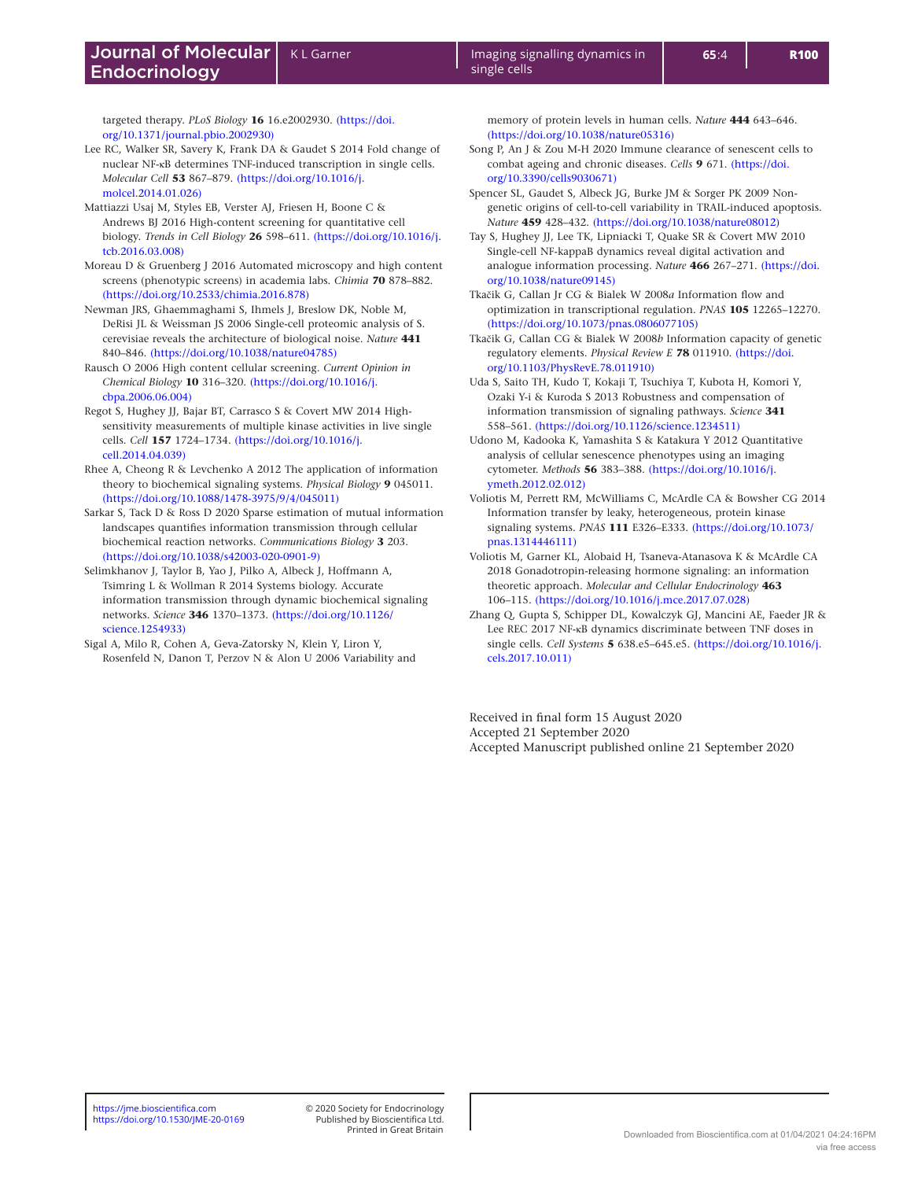targeted therapy. *PLoS Biology* **16** 16.e2002930. (https://doi.org/10.1371/journal.pbio.2002930)

Lee RC, Walker SR, Savery K, Frank DA & Gaudet S 2014 Fold change of nuclear NF-κB determines TNF-induced transcription in single cells. *Molecular Cell* **53** 867–879. (https://doi.org/10.1016/j.molcel.2014.01.026)

Mattiazzi Usaj M, Styles EB, Verster AJ, Friesen H, Boone C & Andrews BJ 2016 High-content screening for quantitative cell biology. *Trends in Cell Biology* **26** 598–611. (https://doi.org/10.1016/j.tcb.2016.03.008)

Moreau D & Gruenberg J 2016 Automated microscopy and high content screens (phenotypic screens) in academia labs. *Chimia* **70** 878–882. (https://doi.org/10.2533/chimia.2016.878)

Newman JRS, Ghaemmaghami S, Ihmels J, Breslow DK, Noble M, DeRisi JL & Weissman JS 2006 Single-cell proteomic analysis of S. cerevisiae reveals the architecture of biological noise. *Nature* **441** 840–846. (https://doi.org/10.1038/nature04785)

Rausch O 2006 High content cellular screening. *Current Opinion in Chemical Biology* **10** 316–320. (https://doi.org/10.1016/j.cbpa.2006.06.004)

Regot S, Hughey JJ, Bajar BT, Carrasco S & Covert MW 2014 High-sensitivity measurements of multiple kinase activities in live single cells. *Cell* **157** 1724–1734. (https://doi.org/10.1016/j.cell.2014.04.039)

Rhee A, Cheong R & Levchenko A 2012 The application of information theory to biochemical signaling systems. *Physical Biology* **9** 045011. (https://doi.org/10.1088/1478-3975/9/4/045011)

Sarkar S, Tack D & Ross D 2020 Sparse estimation of mutual information landscapes quantifies information transmission through cellular biochemical reaction networks. *Communications Biology* **3** 203. (https://doi.org/10.1038/s42003-020-0901-9)

Selimkhanov J, Taylor B, Yao J, Pilko A, Albeck J, Hoffmann A, Tsimring L & Wollman R 2014 Systems biology. Accurate information transmission through dynamic biochemical signaling networks. *Science* **346** 1370–1373. (https://doi.org/10.1126/science.1254933)

Sigal A, Milo R, Cohen A, Geva-Zatorsky N, Klein Y, Liron Y, Rosenfeld N, Danon T, Perzov N & Alon U 2006 Variability and memory of protein levels in human cells. *Nature* **444** 643–646. (https://doi.org/10.1038/nature05316)

Song P, An J & Zou M-H 2020 Immune clearance of senescent cells to combat ageing and chronic diseases. *Cells* **9** 671. (https://doi.org/10.3390/cells9030671)

Spencer SL, Gaudet S, Albeck JG, Burke JM & Sorger PK 2009 Non-genetic origins of cell-to-cell variability in TRAIL-induced apoptosis. *Nature* **459** 428–432. (https://doi.org/10.1038/nature08012)

Tay S, Hughey JJ, Lee TK, Lipniacki T, Quake SR & Covert MW 2010 Single-cell NF-kappaB dynamics reveal digital activation and analogue information processing. *Nature* **466** 267–271. (https://doi.org/10.1038/nature09145)

Tkačik G, Callan Jr CG & Bialek W 2008*a* Information flow and optimization in transcriptional regulation. *PNAS* **105** 12265–12270. (https://doi.org/10.1073/pnas.0806077105)

Tkačik G, Callan CG & Bialek W 2008*b* Information capacity of genetic regulatory elements. *Physical Review E* **78** 011910. (https://doi.org/10.1103/PhysRevE.78.011910)

Uda S, Saito TH, Kudo T, Kokaji T, Tsuchiya T, Kubota H, Komori Y, Ozaki Y-i & Kuroda S 2013 Robustness and compensation of information transmission of signaling pathways. *Science* **341** 558–561. (https://doi.org/10.1126/science.1234511)

Udono M, Kadooka K, Yamashita S & Katakura Y 2012 Quantitative analysis of cellular senescence phenotypes using an imaging cytometer. *Methods* **56** 383–388. (https://doi.org/10.1016/j.ymeth.2012.02.012)

Voliotis M, Perrett RM, McWilliams C, McArdle CA & Bowsher CG 2014 Information transfer by leaky, heterogeneous, protein kinase signaling systems. *PNAS* **111** E326–E333. (https://doi.org/10.1073/pnas.1314446111)

Voliotis M, Garner KL, Alobaid H, Tsaneva-Atanasova K & McArdle CA 2018 Gonadotropin-releasing hormone signaling: an information theoretic approach. *Molecular and Cellular Endocrinology* **463** 106–115. (https://doi.org/10.1016/j.mce.2017.07.028)

Zhang Q, Gupta S, Schipper DL, Kowalczyk GJ, Mancini AE, Faeder JR & Lee REC 2017 NF-κB dynamics discriminate between TNF doses in single cells. *Cell Systems* **5** 638.e5–645.e5. (https://doi.org/10.1016/j.cels.2017.10.011)

Received in final form 15 August 2020
Accepted 21 September 2020
Accepted Manuscript published online 21 September 2020